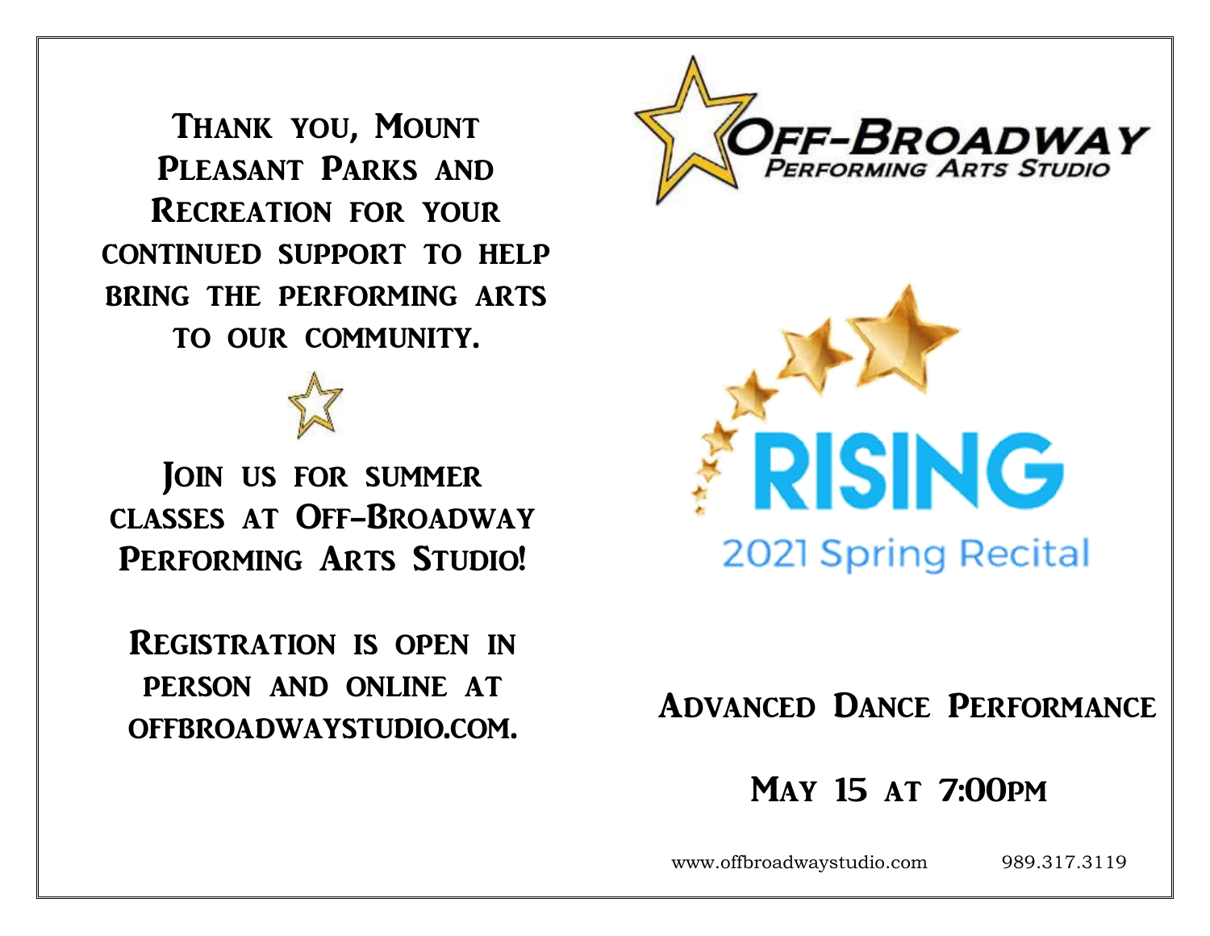Thank you, Mount Pleasant Parks and Recreation for your continued support to help bring the performing arts to our community.

Join us for summer classes at Off-Broadway Performing Arts Studio!

Registration is open in person and online at offbroadwaystudio.com.

# Off-Broadway Performing Arts Studio

# RISING

## 2021 Spring Recital

## Advanced Dance Performance

## May 15 at 7:00pm

www.offbroadwaystudio.com 989.317.3119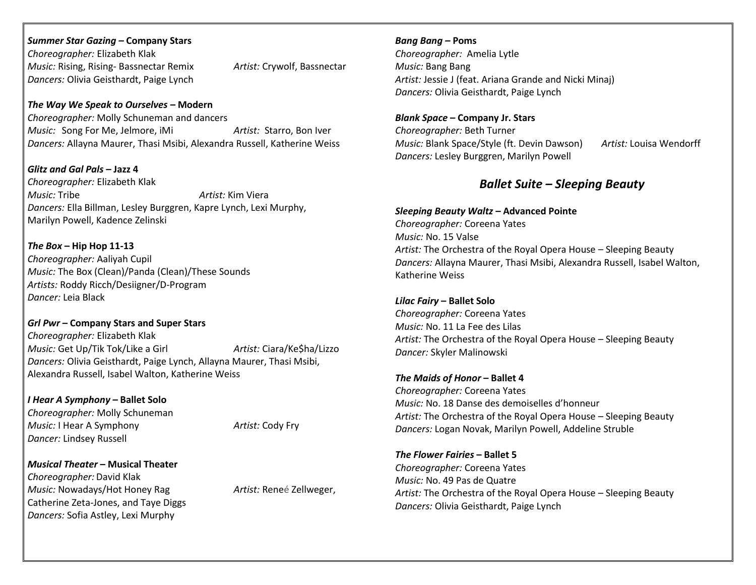***Summer Star Gazing* – Company Stars**
*Choreographer:* Elizabeth Klak
*Music:* Rising, Rising- Bassnectar Remix *Artist:* Crywolf, Bassnectar
*Dancers:* Olivia Geisthardt, Paige Lynch

***The Way We Speak to Ourselves* – Modern**
*Choreographer:* Molly Schuneman and dancers
*Music:* Song For Me, Jelmore, iMi *Artist:* Starro, Bon Iver
*Dancers:* Allayna Maurer, Thasi Msibi, Alexandra Russell, Katherine Weiss

***Glitz and Gal Pals* – Jazz 4**
*Choreographer:* Elizabeth Klak
*Music:* Tribe *Artist:* Kim Viera
*Dancers:* Ella Billman, Lesley Burggren, Kapre Lynch, Lexi Murphy, Marilyn Powell, Kadence Zelinski

***The Box* – Hip Hop 11-13**
*Choreographer:* Aaliyah Cupil
*Music:* The Box (Clean)/Panda (Clean)/These Sounds
*Artists:* Roddy Ricch/Desiigner/D-Program
*Dancer:* Leia Black

***Grl Pwr* – Company Stars and Super Stars**
*Choreographer:* Elizabeth Klak
*Music:* Get Up/Tik Tok/Like a Girl *Artist:* Ciara/Ke$ha/Lizzo
*Dancers:* Olivia Geisthardt, Paige Lynch, Allayna Maurer, Thasi Msibi, Alexandra Russell, Isabel Walton, Katherine Weiss

***I Hear A Symphony* – Ballet Solo**
*Choreographer:* Molly Schuneman
*Music:* I Hear A Symphony *Artist:* Cody Fry
*Dancer:* Lindsey Russell

***Musical Theater* – Musical Theater**
*Choreographer:* David Klak
*Music:* Nowadays/Hot Honey Rag *Artist:* Reneé Zellweger, Catherine Zeta-Jones, and Taye Diggs
*Dancers:* Sofia Astley, Lexi Murphy

***Bang Bang* – Poms**
*Choreographer:* Amelia Lytle
*Music:* Bang Bang
*Artist:* Jessie J (feat. Ariana Grande and Nicki Minaj)
*Dancers:* Olivia Geisthardt, Paige Lynch

***Blank Space* – Company Jr. Stars**
*Choreographer:* Beth Turner
*Music:* Blank Space/Style (ft. Devin Dawson) *Artist:* Louisa Wendorff
*Dancers:* Lesley Burggren, Marilyn Powell

## *Ballet Suite – Sleeping Beauty*

***Sleeping Beauty Waltz* – Advanced Pointe**
*Choreographer:* Coreena Yates
*Music:* No. 15 Valse
*Artist:* The Orchestra of the Royal Opera House – Sleeping Beauty
*Dancers:* Allayna Maurer, Thasi Msibi, Alexandra Russell, Isabel Walton, Katherine Weiss

***Lilac Fairy* – Ballet Solo**
*Choreographer:* Coreena Yates
*Music:* No. 11 La Fee des Lilas
*Artist:* The Orchestra of the Royal Opera House – Sleeping Beauty
*Dancer:* Skyler Malinowski

***The Maids of Honor* – Ballet 4**
*Choreographer:* Coreena Yates
*Music:* No. 18 Danse des demoiselles d'honneur
*Artist:* The Orchestra of the Royal Opera House – Sleeping Beauty
*Dancers:* Logan Novak, Marilyn Powell, Addeline Struble

***The Flower Fairies* – Ballet 5**
*Choreographer:* Coreena Yates
*Music:* No. 49 Pas de Quatre
*Artist:* The Orchestra of the Royal Opera House – Sleeping Beauty
*Dancers:* Olivia Geisthardt, Paige Lynch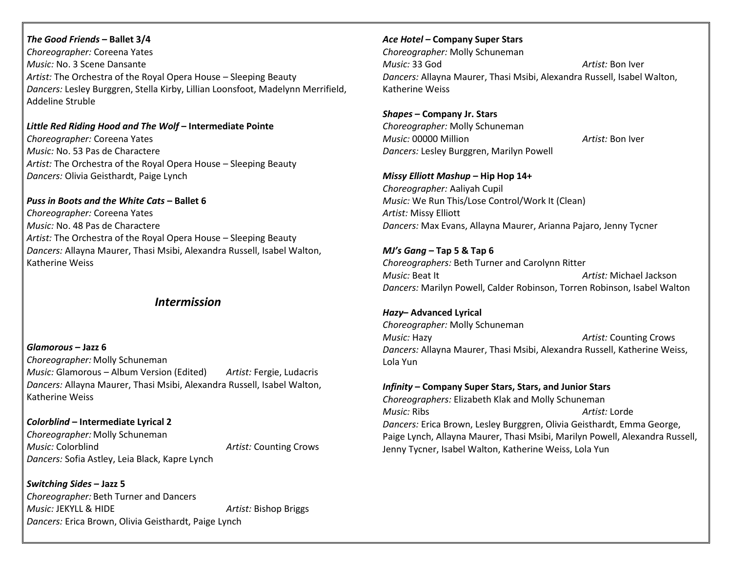***The Good Friends* – Ballet 3/4**
*Choreographer:* Coreena Yates
*Music:* No. 3 Scene Dansante
*Artist:* The Orchestra of the Royal Opera House – Sleeping Beauty
*Dancers:* Lesley Burggren, Stella Kirby, Lillian Loonsfoot, Madelynn Merrifield, Addeline Struble

***Little Red Riding Hood and The Wolf* – Intermediate Pointe**
*Choreographer:* Coreena Yates
*Music:* No. 53 Pas de Charactere
*Artist:* The Orchestra of the Royal Opera House – Sleeping Beauty
*Dancers:* Olivia Geisthardt, Paige Lynch

***Puss in Boots and the White Cats* – Ballet 6**
*Choreographer:* Coreena Yates
*Music:* No. 48 Pas de Charactere
*Artist:* The Orchestra of the Royal Opera House – Sleeping Beauty
*Dancers:* Allayna Maurer, Thasi Msibi, Alexandra Russell, Isabel Walton, Katherine Weiss

## *Intermission*

***Glamorous* – Jazz 6**
*Choreographer:* Molly Schuneman
*Music:* Glamorous – Album Version (Edited) *Artist:* Fergie, Ludacris
*Dancers:* Allayna Maurer, Thasi Msibi, Alexandra Russell, Isabel Walton, Katherine Weiss

***Colorblind* – Intermediate Lyrical 2**
*Choreographer:* Molly Schuneman
*Music:* Colorblind *Artist:* Counting Crows
*Dancers:* Sofia Astley, Leia Black, Kapre Lynch

***Switching Sides* – Jazz 5**
*Choreographer:* Beth Turner and Dancers
*Music:* JEKYLL & HIDE *Artist:* Bishop Briggs
*Dancers:* Erica Brown, Olivia Geisthardt, Paige Lynch

***Ace Hotel* – Company Super Stars**
*Choreographer:* Molly Schuneman
*Music:* 33 God *Artist:* Bon Iver
*Dancers:* Allayna Maurer, Thasi Msibi, Alexandra Russell, Isabel Walton, Katherine Weiss

***Shapes* – Company Jr. Stars**
*Choreographer:* Molly Schuneman
*Music:* 00000 Million *Artist:* Bon Iver
*Dancers:* Lesley Burggren, Marilyn Powell

***Missy Elliott Mashup* – Hip Hop 14+**
*Choreographer:* Aaliyah Cupil
*Music:* We Run This/Lose Control/Work It (Clean)
*Artist:* Missy Elliott
*Dancers:* Max Evans, Allayna Maurer, Arianna Pajaro, Jenny Tycner

***MJ's Gang* – Tap 5 & Tap 6**
*Choreographers:* Beth Turner and Carolynn Ritter
*Music:* Beat It *Artist:* Michael Jackson
*Dancers:* Marilyn Powell, Calder Robinson, Torren Robinson, Isabel Walton

***Hazy*– Advanced Lyrical**
*Choreographer:* Molly Schuneman
*Music:* Hazy *Artist:* Counting Crows
*Dancers:* Allayna Maurer, Thasi Msibi, Alexandra Russell, Katherine Weiss, Lola Yun

***Infinity* – Company Super Stars, Stars, and Junior Stars**
*Choreographers:* Elizabeth Klak and Molly Schuneman
*Music:* Ribs *Artist:* Lorde
*Dancers:* Erica Brown, Lesley Burggren, Olivia Geisthardt, Emma George, Paige Lynch, Allayna Maurer, Thasi Msibi, Marilyn Powell, Alexandra Russell, Jenny Tycner, Isabel Walton, Katherine Weiss, Lola Yun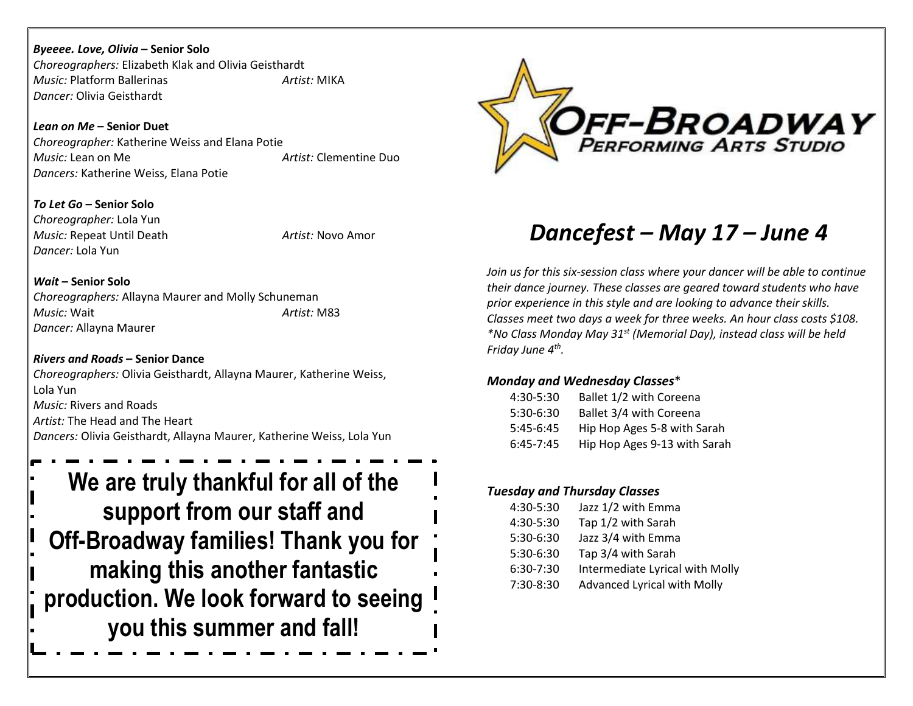***Byeeee. Love, Olivia* – Senior Solo**
*Choreographers:* Elizabeth Klak and Olivia Geisthardt
*Music:* Platform Ballerinas *Artist:* MIKA
*Dancer:* Olivia Geisthardt

***Lean on Me* – Senior Duet**
*Choreographer:* Katherine Weiss and Elana Potie
*Music:* Lean on Me *Artist:* Clementine Duo
*Dancers:* Katherine Weiss, Elana Potie

***To Let Go* – Senior Solo**
*Choreographer:* Lola Yun
*Music:* Repeat Until Death *Artist:* Novo Amor
*Dancer:* Lola Yun

***Wait* – Senior Solo**
*Choreographers:* Allayna Maurer and Molly Schuneman
*Music:* Wait *Artist:* M83
*Dancer:* Allayna Maurer

***Rivers and Roads* – Senior Dance**
*Choreographers:* Olivia Geisthardt, Allayna Maurer, Katherine Weiss, Lola Yun
*Music:* Rivers and Roads
*Artist:* The Head and The Heart
*Dancers:* Olivia Geisthardt, Allayna Maurer, Katherine Weiss, Lola Yun

**We are truly thankful for all of the support from our staff and Off-Broadway families! Thank you for making this another fantastic production. We look forward to seeing you this summer and fall!**

OFF-BROADWAY
PERFORMING ARTS STUDIO

# *Dancefest – May 17 – June 4*

*Join us for this six-session class where your dancer will be able to continue their dance journey. These classes are geared toward students who have prior experience in this style and are looking to advance their skills. Classes meet two days a week for three weeks. An hour class costs $108. *No Class Monday May 31st (Memorial Day), instead class will be held Friday June 4th.*

***Monday and Wednesday Classes****

| | |
|---|---|
| 4:30-5:30 | Ballet 1/2 with Coreena |
| 5:30-6:30 | Ballet 3/4 with Coreena |
| 5:45-6:45 | Hip Hop Ages 5-8 with Sarah |
| 6:45-7:45 | Hip Hop Ages 9-13 with Sarah |

***Tuesday and Thursday Classes***

| | |
|---|---|
| 4:30-5:30 | Jazz 1/2 with Emma |
| 4:30-5:30 | Tap 1/2 with Sarah |
| 5:30-6:30 | Jazz 3/4 with Emma |
| 5:30-6:30 | Tap 3/4 with Sarah |
| 6:30-7:30 | Intermediate Lyrical with Molly |
| 7:30-8:30 | Advanced Lyrical with Molly |